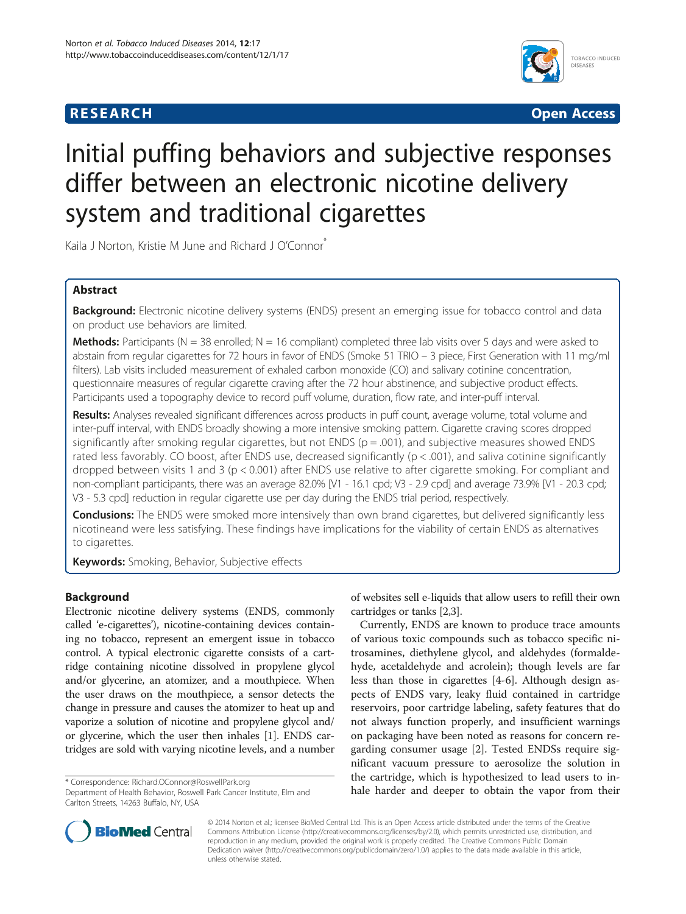RESEARCH Open Access

# Initial puffing behaviors and subjective responses differ between an electronic nicotine delivery system and traditional cigarettes

Kaila J Norton, Kristie M June and Richard J O'Connor*

## Abstract

**Background:** Electronic nicotine delivery systems (ENDS) present an emerging issue for tobacco control and data on product use behaviors are limited.

**Methods:** Participants (N = 38 enrolled; N = 16 compliant) completed three lab visits over 5 days and were asked to abstain from regular cigarettes for 72 hours in favor of ENDS (Smoke 51 TRIO – 3 piece, First Generation with 11 mg/ml filters). Lab visits included measurement of exhaled carbon monoxide (CO) and salivary cotinine concentration, questionnaire measures of regular cigarette craving after the 72 hour abstinence, and subjective product effects. Participants used a topography device to record puff volume, duration, flow rate, and inter-puff interval.

**Results:** Analyses revealed significant differences across products in puff count, average volume, total volume and inter-puff interval, with ENDS broadly showing a more intensive smoking pattern. Cigarette craving scores dropped significantly after smoking regular cigarettes, but not ENDS ($p = .001$), and subjective measures showed ENDS rated less favorably. CO boost, after ENDS use, decreased significantly ($p < .001$), and saliva cotinine significantly dropped between visits 1 and 3 ($p < 0.001$) after ENDS use relative to after cigarette smoking. For compliant and non-compliant participants, there was an average 82.0% [V1 - 16.1 cpd; V3 - 2.9 cpd] and average 73.9% [V1 - 20.3 cpd; V3 - 5.3 cpd] reduction in regular cigarette use per day during the ENDS trial period, respectively.

**Conclusions:** The ENDS were smoked more intensively than own brand cigarettes, but delivered significantly less nicotineand were less satisfying. These findings have implications for the viability of certain ENDS as alternatives to cigarettes.

**Keywords:** Smoking, Behavior, Subjective effects

## Background

Electronic nicotine delivery systems (ENDS, commonly called 'e-cigarettes'), nicotine-containing devices containing no tobacco, represent an emergent issue in tobacco control. A typical electronic cigarette consists of a cartridge containing nicotine dissolved in propylene glycol and/or glycerine, an atomizer, and a mouthpiece. When the user draws on the mouthpiece, a sensor detects the change in pressure and causes the atomizer to heat up and vaporize a solution of nicotine and propylene glycol and/or glycerine, which the user then inhales [1]. ENDS cartridges are sold with varying nicotine levels, and a number of websites sell e-liquids that allow users to refill their own cartridges or tanks [2,3].

Currently, ENDS are known to produce trace amounts of various toxic compounds such as tobacco specific nitrosamines, diethylene glycol, and aldehydes (formaldehyde, acetaldehyde and acrolein); though levels are far less than those in cigarettes [4-6]. Although design aspects of ENDS vary, leaky fluid contained in cartridge reservoirs, poor cartridge labeling, safety features that do not always function properly, and insufficient warnings on packaging have been noted as reasons for concern regarding consumer usage [2]. Tested ENDSs require significant vacuum pressure to aerosolize the solution in the cartridge, which is hypothesized to lead users to inhale harder and deeper to obtain the vapor from their

\* Correspondence: Richard.OConnor@RoswellPark.org
Department of Health Behavior, Roswell Park Cancer Institute, Elm and Carlton Streets, 14263 Buffalo, NY, USA

© 2014 Norton et al.; licensee BioMed Central Ltd. This is an Open Access article distributed under the terms of the Creative Commons Attribution License (http://creativecommons.org/licenses/by/2.0), which permits unrestricted use, distribution, and reproduction in any medium, provided the original work is properly credited. The Creative Commons Public Domain Dedication waiver (http://creativecommons.org/publicdomain/zero/1.0/) applies to the data made available in this article, unless otherwise stated.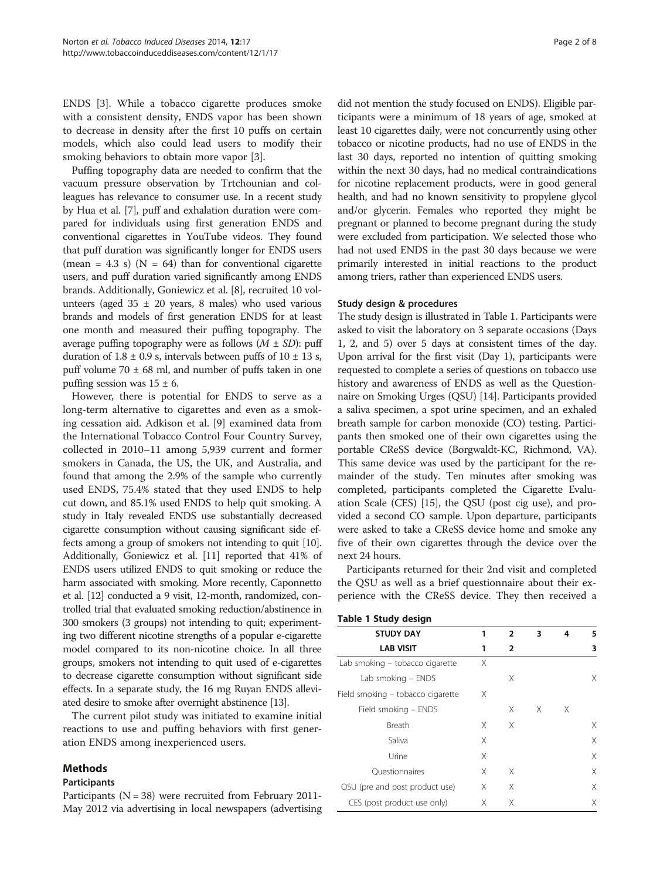ENDS [3]. While a tobacco cigarette produces smoke with a consistent density, ENDS vapor has been shown to decrease in density after the first 10 puffs on certain models, which also could lead users to modify their smoking behaviors to obtain more vapor [3].

Puffing topography data are needed to confirm that the vacuum pressure observation by Trtchounian and colleagues has relevance to consumer use. In a recent study by Hua et al. [7], puff and exhalation duration were compared for individuals using first generation ENDS and conventional cigarettes in YouTube videos. They found that puff duration was significantly longer for ENDS users (mean = 4.3 s) (N = 64) than for conventional cigarette users, and puff duration varied significantly among ENDS brands. Additionally, Goniewicz et al. [8], recruited 10 volunteers (aged 35 ± 20 years, 8 males) who used various brands and models of first generation ENDS for at least one month and measured their puffing topography. The average puffing topography were as follows ($M \pm SD$): puff duration of 1.8 ± 0.9 s, intervals between puffs of 10 ± 13 s, puff volume 70 ± 68 ml, and number of puffs taken in one puffing session was 15 ± 6.

However, there is potential for ENDS to serve as a long-term alternative to cigarettes and even as a smoking cessation aid. Adkison et al. [9] examined data from the International Tobacco Control Four Country Survey, collected in 2010–11 among 5,939 current and former smokers in Canada, the US, the UK, and Australia, and found that among the 2.9% of the sample who currently used ENDS, 75.4% stated that they used ENDS to help cut down, and 85.1% used ENDS to help quit smoking. A study in Italy revealed ENDS use substantially decreased cigarette consumption without causing significant side effects among a group of smokers not intending to quit [10]. Additionally, Goniewicz et al. [11] reported that 41% of ENDS users utilized ENDS to quit smoking or reduce the harm associated with smoking. More recently, Caponnetto et al. [12] conducted a 9 visit, 12-month, randomized, controlled trial that evaluated smoking reduction/abstinence in 300 smokers (3 groups) not intending to quit; experimenting two different nicotine strengths of a popular e-cigarette model compared to its non-nicotine choice. In all three groups, smokers not intending to quit used of e-cigarettes to decrease cigarette consumption without significant side effects. In a separate study, the 16 mg Ruyan ENDS alleviated desire to smoke after overnight abstinence [13].

The current pilot study was initiated to examine initial reactions to use and puffing behaviors with first generation ENDS among inexperienced users.

## Methods

### Participants

Participants (N = 38) were recruited from February 2011-May 2012 via advertising in local newspapers (advertising did not mention the study focused on ENDS). Eligible participants were a minimum of 18 years of age, smoked at least 10 cigarettes daily, were not concurrently using other tobacco or nicotine products, had no use of ENDS in the last 30 days, reported no intention of quitting smoking within the next 30 days, had no medical contraindications for nicotine replacement products, were in good general health, and had no known sensitivity to propylene glycol and/or glycerin. Females who reported they might be pregnant or planned to become pregnant during the study were excluded from participation. We selected those who had not used ENDS in the past 30 days because we were primarily interested in initial reactions to the product among triers, rather than experienced ENDS users.

### Study design & procedures

The study design is illustrated in Table 1. Participants were asked to visit the laboratory on 3 separate occasions (Days 1, 2, and 5) over 5 days at consistent times of the day. Upon arrival for the first visit (Day 1), participants were requested to complete a series of questions on tobacco use history and awareness of ENDS as well as the Questionnaire on Smoking Urges (QSU) [14]. Participants provided a saliva specimen, a spot urine specimen, and an exhaled breath sample for carbon monoxide (CO) testing. Participants then smoked one of their own cigarettes using the portable CReSS device (Borgwaldt-KC, Richmond, VA). This same device was used by the participant for the remainder of the study. Ten minutes after smoking was completed, participants completed the Cigarette Evaluation Scale (CES) [15], the QSU (post cig use), and provided a second CO sample. Upon departure, participants were asked to take a CReSS device home and smoke any five of their own cigarettes through the device over the next 24 hours.

Participants returned for their 2nd visit and completed the QSU as well as a brief questionnaire about their experience with the CReSS device. They then received a

**Table 1 Study design**

| STUDY DAY | 1 | 2 | 3 | 4 | 5 |
|---|---|---|---|---|---|
| **LAB VISIT** | 1 | 2 | | | 3 |
| Lab smoking – tobacco cigarette | X | | | | |
| Lab smoking – ENDS | | X | | | X |
| Field smoking – tobacco cigarette | X | | | | |
| Field smoking – ENDS | | X | X | X | |
| Breath | X | X | | | X |
| Saliva | X | | | | X |
| Urine | X | | | | X |
| Questionnaires | X | X | | | X |
| QSU (pre and post product use) | X | X | | | X |
| CES (post product use only) | X | X | | | X |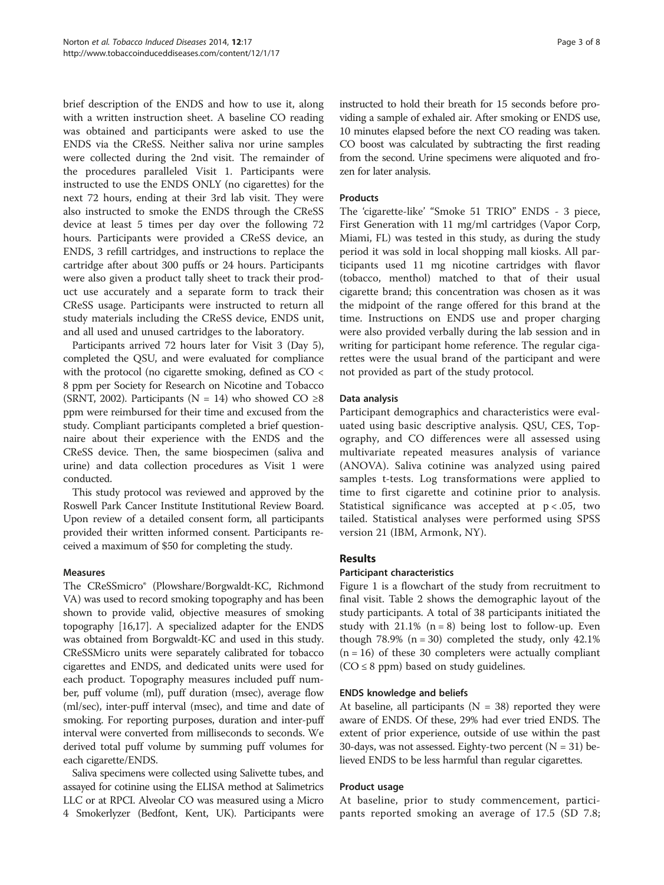brief description of the ENDS and how to use it, along with a written instruction sheet. A baseline CO reading was obtained and participants were asked to use the ENDS via the CReSS. Neither saliva nor urine samples were collected during the 2nd visit. The remainder of the procedures paralleled Visit 1. Participants were instructed to use the ENDS ONLY (no cigarettes) for the next 72 hours, ending at their 3rd lab visit. They were also instructed to smoke the ENDS through the CReSS device at least 5 times per day over the following 72 hours. Participants were provided a CReSS device, an ENDS, 3 refill cartridges, and instructions to replace the cartridge after about 300 puffs or 24 hours. Participants were also given a product tally sheet to track their product use accurately and a separate form to track their CReSS usage. Participants were instructed to return all study materials including the CReSS device, ENDS unit, and all used and unused cartridges to the laboratory.

Participants arrived 72 hours later for Visit 3 (Day 5), completed the QSU, and were evaluated for compliance with the protocol (no cigarette smoking, defined as CO < 8 ppm per Society for Research on Nicotine and Tobacco (SRNT, 2002). Participants (N = 14) who showed CO ≥8 ppm were reimbursed for their time and excused from the study. Compliant participants completed a brief questionnaire about their experience with the ENDS and the CReSS device. Then, the same biospecimen (saliva and urine) and data collection procedures as Visit 1 were conducted.

This study protocol was reviewed and approved by the Roswell Park Cancer Institute Institutional Review Board. Upon review of a detailed consent form, all participants provided their written informed consent. Participants received a maximum of $50 for completing the study.

### Measures

The CReSSmicro® (Plowshare/Borgwaldt-KC, Richmond VA) was used to record smoking topography and has been shown to provide valid, objective measures of smoking topography [16,17]. A specialized adapter for the ENDS was obtained from Borgwaldt-KC and used in this study. CReSSMicro units were separately calibrated for tobacco cigarettes and ENDS, and dedicated units were used for each product. Topography measures included puff number, puff volume (ml), puff duration (msec), average flow (ml/sec), inter-puff interval (msec), and time and date of smoking. For reporting purposes, duration and inter-puff interval were converted from milliseconds to seconds. We derived total puff volume by summing puff volumes for each cigarette/ENDS.

Saliva specimens were collected using Salivette tubes, and assayed for cotinine using the ELISA method at Salimetrics LLC or at RPCI. Alveolar CO was measured using a Micro 4 Smokerlyzer (Bedfont, Kent, UK). Participants were instructed to hold their breath for 15 seconds before providing a sample of exhaled air. After smoking or ENDS use, 10 minutes elapsed before the next CO reading was taken. CO boost was calculated by subtracting the first reading from the second. Urine specimens were aliquoted and frozen for later analysis.

### Products

The 'cigarette-like' "Smoke 51 TRIO" ENDS - 3 piece, First Generation with 11 mg/ml cartridges (Vapor Corp, Miami, FL) was tested in this study, as during the study period it was sold in local shopping mall kiosks. All participants used 11 mg nicotine cartridges with flavor (tobacco, menthol) matched to that of their usual cigarette brand; this concentration was chosen as it was the midpoint of the range offered for this brand at the time. Instructions on ENDS use and proper charging were also provided verbally during the lab session and in writing for participant home reference. The regular cigarettes were the usual brand of the participant and were not provided as part of the study protocol.

### Data analysis

Participant demographics and characteristics were evaluated using basic descriptive analysis. QSU, CES, Topography, and CO differences were all assessed using multivariate repeated measures analysis of variance (ANOVA). Saliva cotinine was analyzed using paired samples t-tests. Log transformations were applied to time to first cigarette and cotinine prior to analysis. Statistical significance was accepted at $p < .05$, two tailed. Statistical analyses were performed using SPSS version 21 (IBM, Armonk, NY).

## Results

### Participant characteristics

Figure 1 is a flowchart of the study from recruitment to final visit. Table 2 shows the demographic layout of the study participants. A total of 38 participants initiated the study with 21.1% (n = 8) being lost to follow-up. Even though 78.9% (n = 30) completed the study, only 42.1% (n = 16) of these 30 completers were actually compliant (CO ≤ 8 ppm) based on study guidelines.

### ENDS knowledge and beliefs

At baseline, all participants (N = 38) reported they were aware of ENDS. Of these, 29% had ever tried ENDS. The extent of prior experience, outside of use within the past 30-days, was not assessed. Eighty-two percent (N = 31) believed ENDS to be less harmful than regular cigarettes.

### Product usage

At baseline, prior to study commencement, participants reported smoking an average of 17.5 (SD 7.8;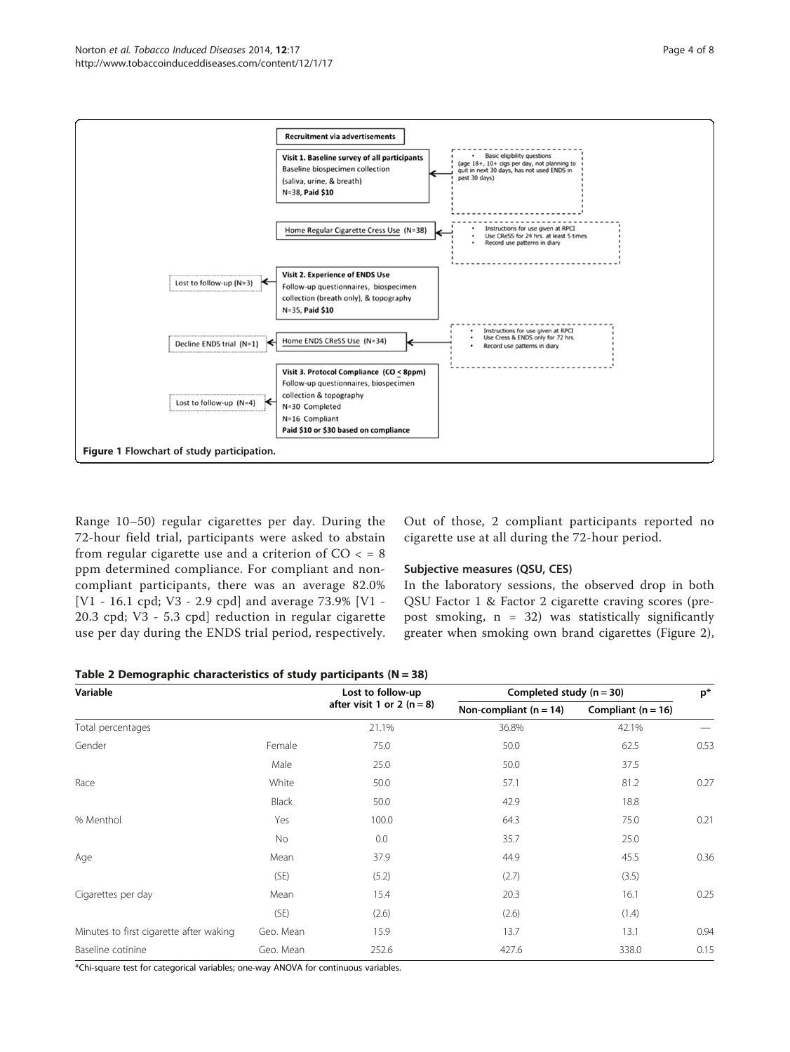Recruitment via advertisements

**Visit 1. Baseline survey of all participants**
Baseline biospecimen collection
(saliva, urine, & breath)
N=38, **Paid $10**

- Basic eligibility questions (age 18+, 10+ cigs per day, not planning to quit in next 30 days, has not used ENDS in past 30 days)

Home Regular Cigarette Cress Use (N=38)

- Instructions for use given at RPCI
- Use CReSS for 24 hrs. at least 5 times
- Record use patterns in diary

Lost to follow-up (N=3)

**Visit 2. Experience of ENDS Use**
Follow-up questionnaires, biospecimen collection (breath only), & topography
N=35, **Paid $10**

Decline ENDS trial (N=1)

Home ENDS CReSS Use (N=34)

- Instructions for use given at RPCI
- Use Cress & ENDS only for 72 hrs.
- Record use patterns in diary

Lost to follow-up (N=4)

**Visit 3. Protocol Compliance (CO $\leq$ 8ppm)**
Follow-up questionnaires, biospecimen collection & topography
N=30 Completed
N=16 Compliant
**Paid $10 or $30 based on compliance**

**Figure 1** Flowchart of study participation.

Range 10–50) regular cigarettes per day. During the 72-hour field trial, participants were asked to abstain from regular cigarette use and a criterion of CO < = 8 ppm determined compliance. For compliant and non-compliant participants, there was an average 82.0% [V1 - 16.1 cpd; V3 - 2.9 cpd] and average 73.9% [V1 - 20.3 cpd; V3 - 5.3 cpd] reduction in regular cigarette use per day during the ENDS trial period, respectively. Out of those, 2 compliant participants reported no cigarette use at all during the 72-hour period.

### Subjective measures (QSU, CES)

In the laboratory sessions, the observed drop in both QSU Factor 1 & Factor 2 cigarette craving scores (pre-post smoking, n = 32) was statistically significantly greater when smoking own brand cigarettes (Figure 2),

**Table 2 Demographic characteristics of study participants (N = 38)**

| Variable | | Lost to follow-up after visit 1 or 2 (n = 8) | Completed study (n = 30) | | p* |
|---|---|---|---|---|---|
| | | | Non-compliant (n = 14) | Compliant (n = 16) | |
| Total percentages | | 21.1% | 36.8% | 42.1% | — |
| Gender | Female | 75.0 | 50.0 | 62.5 | 0.53 |
| | Male | 25.0 | 50.0 | 37.5 | |
| Race | White | 50.0 | 57.1 | 81.2 | 0.27 |
| | Black | 50.0 | 42.9 | 18.8 | |
| % Menthol | Yes | 100.0 | 64.3 | 75.0 | 0.21 |
| | No | 0.0 | 35.7 | 25.0 | |
| Age | Mean | 37.9 | 44.9 | 45.5 | 0.36 |
| | (SE) | (5.2) | (2.7) | (3.5) | |
| Cigarettes per day | Mean | 15.4 | 20.3 | 16.1 | 0.25 |
| | (SE) | (2.6) | (2.6) | (1.4) | |
| Minutes to first cigarette after waking | Geo. Mean | 15.9 | 13.7 | 13.1 | 0.94 |
| Baseline cotinine | Geo. Mean | 252.6 | 427.6 | 338.0 | 0.15 |

*Chi-square test for categorical variables; one-way ANOVA for continuous variables.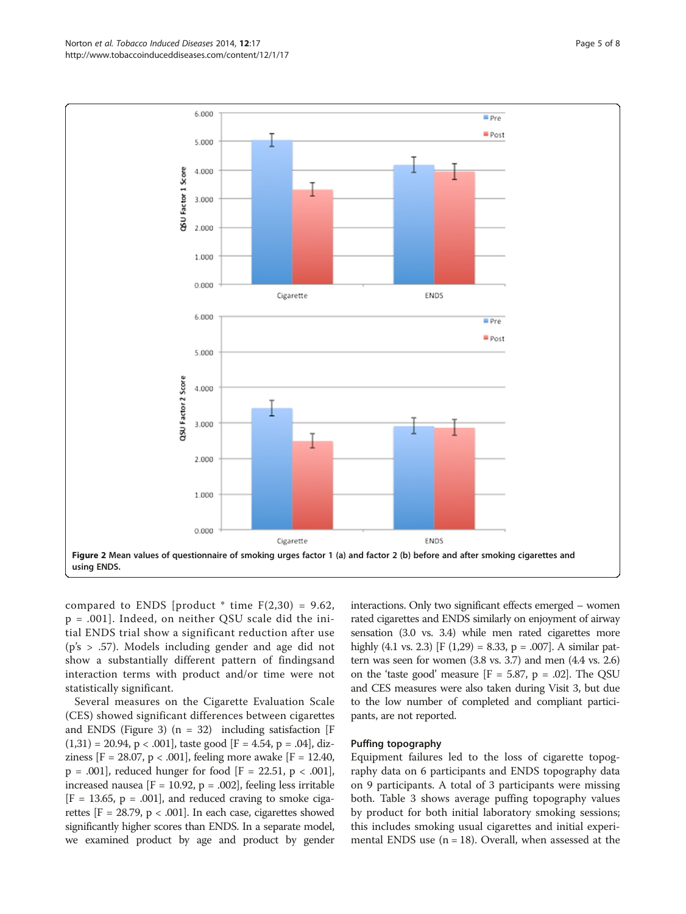**Figure 2 Mean values of questionnaire of smoking urges factor 1 (a) and factor 2 (b) before and after smoking cigarettes and using ENDS.**

compared to ENDS [product * time F(2,30) = 9.62, p = .001]. Indeed, on neither QSU scale did the initial ENDS trial show a significant reduction after use (p's > .57). Models including gender and age did not show a substantially different pattern of findingsand interaction terms with product and/or time were not statistically significant.

Several measures on the Cigarette Evaluation Scale (CES) showed significant differences between cigarettes and ENDS (Figure 3) (n = 32) including satisfaction [F (1,31) = 20.94, p < .001], taste good [F = 4.54, p = .04], dizziness [F = 28.07, p < .001], feeling more awake [F = 12.40, p = .001], reduced hunger for food [F = 22.51, p < .001], increased nausea [F = 10.92, p = .002], feeling less irritable [F = 13.65, p = .001], and reduced craving to smoke cigarettes [F = 28.79, p < .001]. In each case, cigarettes showed significantly higher scores than ENDS. In a separate model, we examined product by age and product by gender interactions. Only two significant effects emerged – women rated cigarettes and ENDS similarly on enjoyment of airway sensation (3.0 vs. 3.4) while men rated cigarettes more highly (4.1 vs. 2.3) [F (1,29) = 8.33, p = .007]. A similar pattern was seen for women (3.8 vs. 3.7) and men (4.4 vs. 2.6) on the 'taste good' measure [F = 5.87, p = .02]. The QSU and CES measures were also taken during Visit 3, but due to the low number of completed and compliant participants, are not reported.

### Puffing topography

Equipment failures led to the loss of cigarette topography data on 6 participants and ENDS topography data on 9 participants. A total of 3 participants were missing both. Table 3 shows average puffing topography values by product for both initial laboratory smoking sessions; this includes smoking usual cigarettes and initial experimental ENDS use (n = 18). Overall, when assessed at the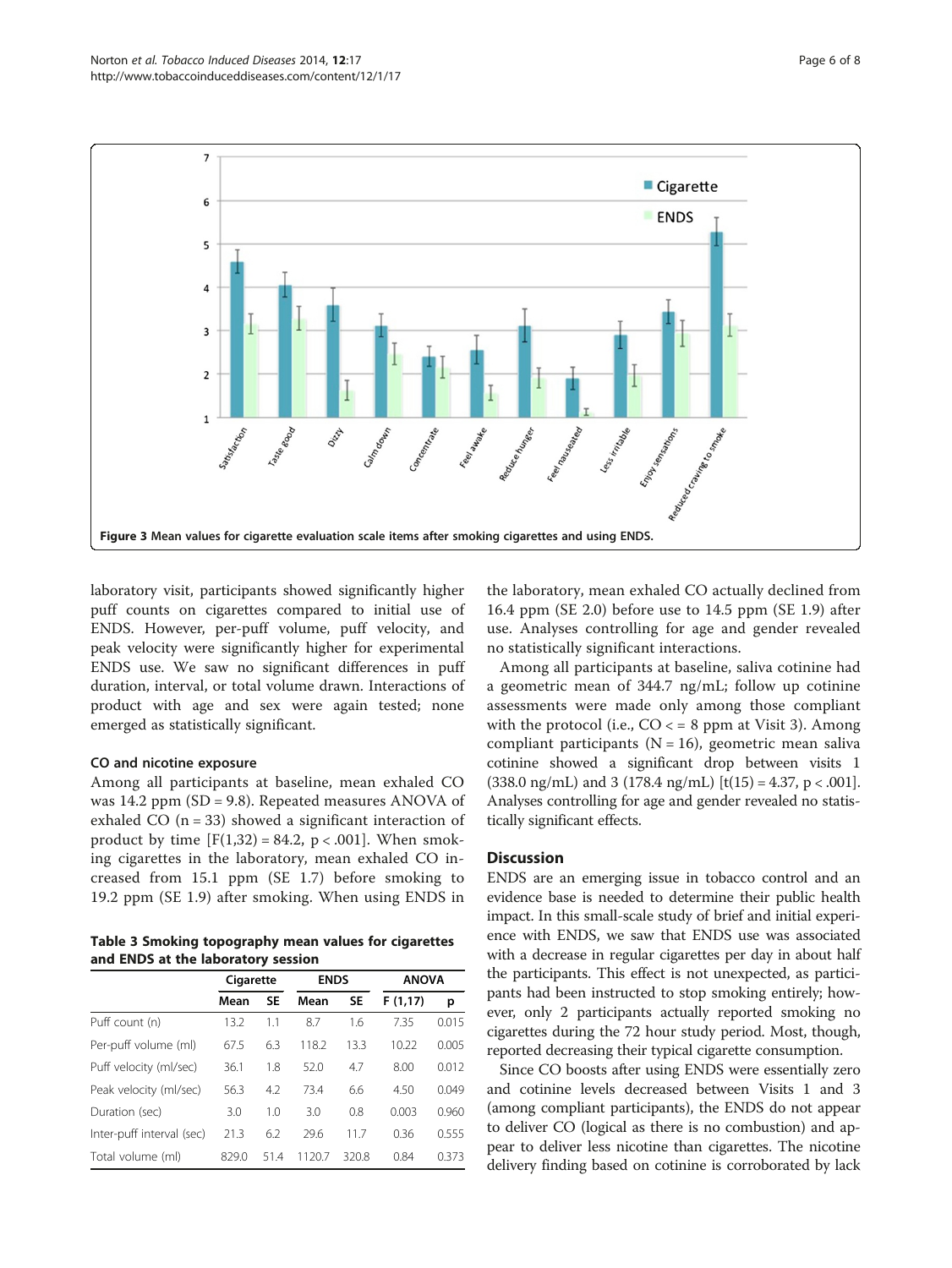Figure 3 Mean values for cigarette evaluation scale items after smoking cigarettes and using ENDS.

laboratory visit, participants showed significantly higher puff counts on cigarettes compared to initial use of ENDS. However, per-puff volume, puff velocity, and peak velocity were significantly higher for experimental ENDS use. We saw no significant differences in puff duration, interval, or total volume drawn. Interactions of product with age and sex were again tested; none emerged as statistically significant.

### CO and nicotine exposure

Among all participants at baseline, mean exhaled CO was 14.2 ppm (SD = 9.8). Repeated measures ANOVA of exhaled CO (n = 33) showed a significant interaction of product by time [$F(1,32) = 84.2$, $p < .001$]. When smoking cigarettes in the laboratory, mean exhaled CO increased from 15.1 ppm (SE 1.7) before smoking to 19.2 ppm (SE 1.9) after smoking. When using ENDS in the laboratory, mean exhaled CO actually declined from 16.4 ppm (SE 2.0) before use to 14.5 ppm (SE 1.9) after use. Analyses controlling for age and gender revealed no statistically significant interactions.

Among all participants at baseline, saliva cotinine had a geometric mean of 344.7 ng/mL; follow up cotinine assessments were made only among those compliant with the protocol (i.e., CO < = 8 ppm at Visit 3). Among compliant participants (N = 16), geometric mean saliva cotinine showed a significant drop between visits 1 (338.0 ng/mL) and 3 (178.4 ng/mL) [$t(15) = 4.37$, $p < .001$]. Analyses controlling for age and gender revealed no statistically significant effects.

**Table 3 Smoking topography mean values for cigarettes and ENDS at the laboratory session**

| | Cigarette | | ENDS | | ANOVA | |
|---|---|---|---|---|---|---|
| | Mean | SE | Mean | SE | F (1,17) | p |
| Puff count (n) | 13.2 | 1.1 | 8.7 | 1.6 | 7.35 | 0.015 |
| Per-puff volume (ml) | 67.5 | 6.3 | 118.2 | 13.3 | 10.22 | 0.005 |
| Puff velocity (ml/sec) | 36.1 | 1.8 | 52.0 | 4.7 | 8.00 | 0.012 |
| Peak velocity (ml/sec) | 56.3 | 4.2 | 73.4 | 6.6 | 4.50 | 0.049 |
| Duration (sec) | 3.0 | 1.0 | 3.0 | 0.8 | 0.003 | 0.960 |
| Inter-puff interval (sec) | 21.3 | 6.2 | 29.6 | 11.7 | 0.36 | 0.555 |
| Total volume (ml) | 829.0 | 51.4 | 1120.7 | 320.8 | 0.84 | 0.373 |

## Discussion

ENDS are an emerging issue in tobacco control and an evidence base is needed to determine their public health impact. In this small-scale study of brief and initial experience with ENDS, we saw that ENDS use was associated with a decrease in regular cigarettes per day in about half the participants. This effect is not unexpected, as participants had been instructed to stop smoking entirely; however, only 2 participants actually reported smoking no cigarettes during the 72 hour study period. Most, though, reported decreasing their typical cigarette consumption.

Since CO boosts after using ENDS were essentially zero and cotinine levels decreased between Visits 1 and 3 (among compliant participants), the ENDS do not appear to deliver CO (logical as there is no combustion) and appear to deliver less nicotine than cigarettes. The nicotine delivery finding based on cotinine is corroborated by lack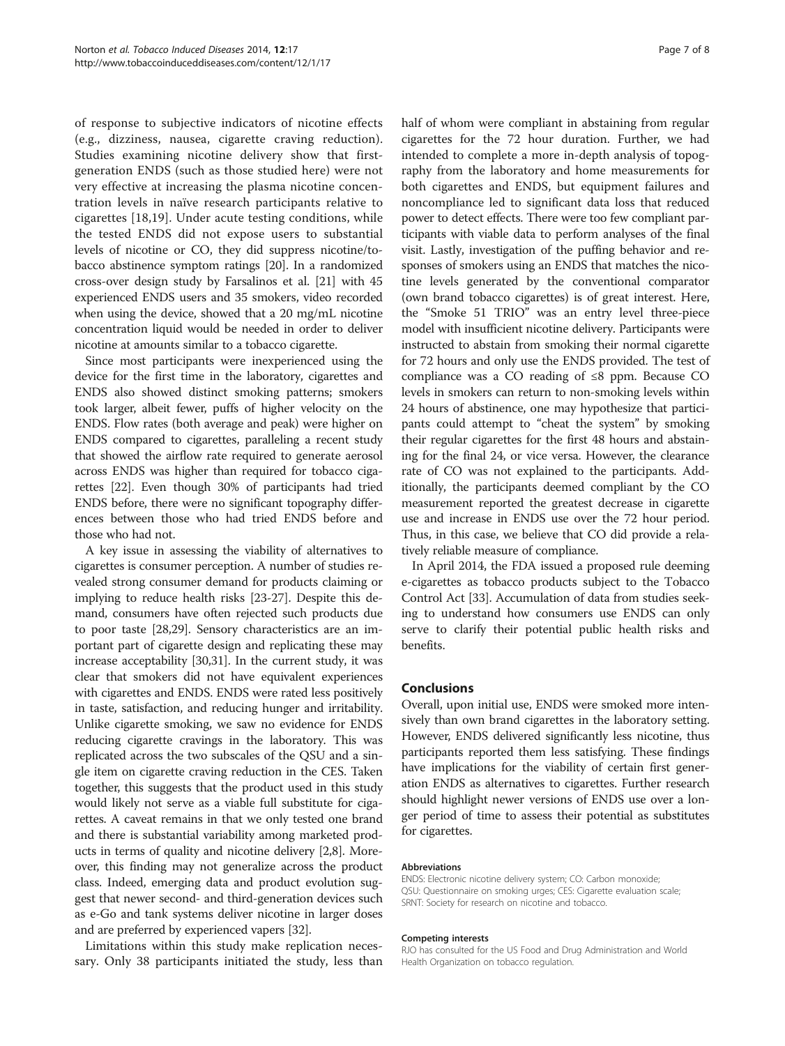of response to subjective indicators of nicotine effects (e.g., dizziness, nausea, cigarette craving reduction). Studies examining nicotine delivery show that first-generation ENDS (such as those studied here) were not very effective at increasing the plasma nicotine concentration levels in naïve research participants relative to cigarettes [18,19]. Under acute testing conditions, while the tested ENDS did not expose users to substantial levels of nicotine or CO, they did suppress nicotine/tobacco abstinence symptom ratings [20]. In a randomized cross-over design study by Farsalinos et al. [21] with 45 experienced ENDS users and 35 smokers, video recorded when using the device, showed that a 20 mg/mL nicotine concentration liquid would be needed in order to deliver nicotine at amounts similar to a tobacco cigarette.

Since most participants were inexperienced using the device for the first time in the laboratory, cigarettes and ENDS also showed distinct smoking patterns; smokers took larger, albeit fewer, puffs of higher velocity on the ENDS. Flow rates (both average and peak) were higher on ENDS compared to cigarettes, paralleling a recent study that showed the airflow rate required to generate aerosol across ENDS was higher than required for tobacco cigarettes [22]. Even though 30% of participants had tried ENDS before, there were no significant topography differences between those who had tried ENDS before and those who had not.

A key issue in assessing the viability of alternatives to cigarettes is consumer perception. A number of studies revealed strong consumer demand for products claiming or implying to reduce health risks [23-27]. Despite this demand, consumers have often rejected such products due to poor taste [28,29]. Sensory characteristics are an important part of cigarette design and replicating these may increase acceptability [30,31]. In the current study, it was clear that smokers did not have equivalent experiences with cigarettes and ENDS. ENDS were rated less positively in taste, satisfaction, and reducing hunger and irritability. Unlike cigarette smoking, we saw no evidence for ENDS reducing cigarette cravings in the laboratory. This was replicated across the two subscales of the QSU and a single item on cigarette craving reduction in the CES. Taken together, this suggests that the product used in this study would likely not serve as a viable full substitute for cigarettes. A caveat remains in that we only tested one brand and there is substantial variability among marketed products in terms of quality and nicotine delivery [2,8]. Moreover, this finding may not generalize across the product class. Indeed, emerging data and product evolution suggest that newer second- and third-generation devices such as e-Go and tank systems deliver nicotine in larger doses and are preferred by experienced vapers [32].

Limitations within this study make replication necessary. Only 38 participants initiated the study, less than half of whom were compliant in abstaining from regular cigarettes for the 72 hour duration. Further, we had intended to complete a more in-depth analysis of topography from the laboratory and home measurements for both cigarettes and ENDS, but equipment failures and noncompliance led to significant data loss that reduced power to detect effects. There were too few compliant participants with viable data to perform analyses of the final visit. Lastly, investigation of the puffing behavior and responses of smokers using an ENDS that matches the nicotine levels generated by the conventional comparator (own brand tobacco cigarettes) is of great interest. Here, the "Smoke 51 TRIO" was an entry level three-piece model with insufficient nicotine delivery. Participants were instructed to abstain from smoking their normal cigarette for 72 hours and only use the ENDS provided. The test of compliance was a CO reading of ≤8 ppm. Because CO levels in smokers can return to non-smoking levels within 24 hours of abstinence, one may hypothesize that participants could attempt to "cheat the system" by smoking their regular cigarettes for the first 48 hours and abstaining for the final 24, or vice versa. However, the clearance rate of CO was not explained to the participants. Additionally, the participants deemed compliant by the CO measurement reported the greatest decrease in cigarette use and increase in ENDS use over the 72 hour period. Thus, in this case, we believe that CO did provide a relatively reliable measure of compliance.

In April 2014, the FDA issued a proposed rule deeming e-cigarettes as tobacco products subject to the Tobacco Control Act [33]. Accumulation of data from studies seeking to understand how consumers use ENDS can only serve to clarify their potential public health risks and benefits.

## Conclusions

Overall, upon initial use, ENDS were smoked more intensively than own brand cigarettes in the laboratory setting. However, ENDS delivered significantly less nicotine, thus participants reported them less satisfying. These findings have implications for the viability of certain first generation ENDS as alternatives to cigarettes. Further research should highlight newer versions of ENDS use over a longer period of time to assess their potential as substitutes for cigarettes.

#### Abbreviations

ENDS: Electronic nicotine delivery system; CO: Carbon monoxide; QSU: Questionnaire on smoking urges; CES: Cigarette evaluation scale; SRNT: Society for research on nicotine and tobacco.

#### Competing interests

RJO has consulted for the US Food and Drug Administration and World Health Organization on tobacco regulation.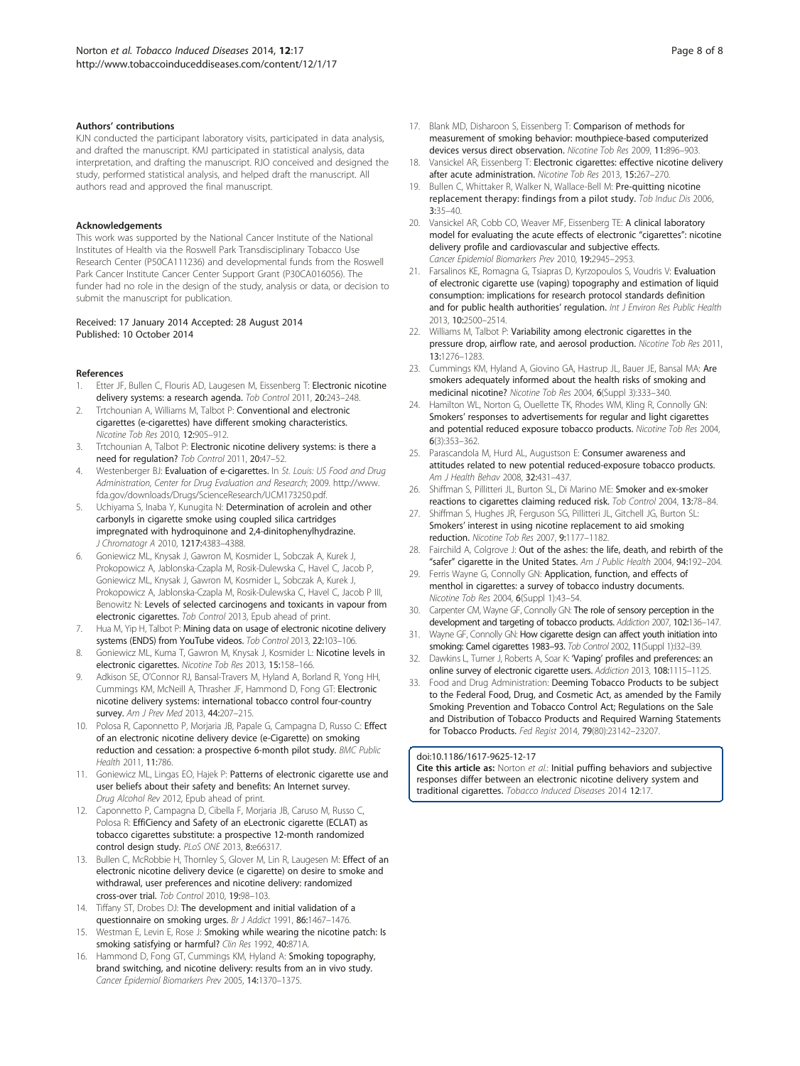### Authors' contributions

KJN conducted the participant laboratory visits, participated in data analysis, and drafted the manuscript. KMJ participated in statistical analysis, data interpretation, and drafting the manuscript. RJO conceived and designed the study, performed statistical analysis, and helped draft the manuscript. All authors read and approved the final manuscript.

### Acknowledgements

This work was supported by the National Cancer Institute of the National Institutes of Health via the Roswell Park Transdisciplinary Tobacco Use Research Center (P50CA111236) and developmental funds from the Roswell Park Cancer Institute Cancer Center Support Grant (P30CA016056). The funder had no role in the design of the study, analysis or data, or decision to submit the manuscript for publication.

Received: 17 January 2014 Accepted: 28 August 2014
Published: 10 October 2014

### References

1. Etter JF, Bullen C, Flouris AD, Laugesen M, Eissenberg T: **Electronic nicotine delivery systems: a research agenda.** *Tob Control* 2011, **20:**243–248.
2. Trtchounian A, Williams M, Talbot P: **Conventional and electronic cigarettes (e-cigarettes) have different smoking characteristics.** *Nicotine Tob Res* 2010, **12:**905–912.
3. Trtchounian A, Talbot P: **Electronic nicotine delivery systems: is there a need for regulation?** *Tob Control* 2011, **20:**47–52.
4. Westenberger BJ: **Evaluation of e-cigarettes.** In *St. Louis: US Food and Drug Administration, Center for Drug Evaluation and Research*; 2009. http://www.fda.gov/downloads/Drugs/ScienceResearch/UCM173250.pdf.
5. Uchiyama S, Inaba Y, Kunugita N: **Determination of acrolein and other carbonyls in cigarette smoke using coupled silica cartridges impregnated with hydroquinone and 2,4-dinitophenylhydrazine.** *J Chromatogr A* 2010, **1217:**4383–4388.
6. Goniewicz ML, Knysak J, Gawron M, Kosmider L, Sobczak A, Kurek J, Prokopowicz A, Jablonska-Czapla M, Rosik-Dulewska C, Havel C, Jacob P, Goniewicz ML, Knysak J, Gawron M, Kosmider L, Sobczak A, Kurek J, Prokopowicz A, Jablonska-Czapla M, Rosik-Dulewska C, Havel C, Jacob P III, Benowitz N: **Levels of selected carcinogens and toxicants in vapour from electronic cigarettes.** *Tob Control* 2013, Epub ahead of print.
7. Hua M, Yip H, Talbot P: **Mining data on usage of electronic nicotine delivery systems (ENDS) from YouTube videos.** *Tob Control* 2013, **22:**103–106.
8. Goniewicz ML, Kuma T, Gawron M, Knysak J, Kosmider L: **Nicotine levels in electronic cigarettes.** *Nicotine Tob Res* 2013, **15:**158–166.
9. Adkison SE, O'Connor RJ, Bansal-Travers M, Hyland A, Borland R, Yong HH, Cummings KM, McNeill A, Thrasher JF, Hammond D, Fong GT: **Electronic nicotine delivery systems: international tobacco control four-country survey.** *Am J Prev Med* 2013, **44:**207–215.
10. Polosa R, Caponnetto P, Morjaria JB, Papale G, Campagna D, Russo C: **Effect of an electronic nicotine delivery device (e-Cigarette) on smoking reduction and cessation: a prospective 6-month pilot study.** *BMC Public Health* 2011, **11:**786.
11. Goniewicz ML, Lingas EO, Hajek P: **Patterns of electronic cigarette use and user beliefs about their safety and benefits: An Internet survey.** *Drug Alcohol Rev* 2012, Epub ahead of print.
12. Caponnetto P, Campagna D, Cibella F, Morjaria JB, Caruso M, Russo C, Polosa R: **EffiCiency and Safety of an eLectronic cigarette (ECLAT) as tobacco cigarettes substitute: a prospective 12-month randomized control design study.** *PLoS ONE* 2013, **8:**e66317.
13. Bullen C, McRobbie H, Thornley S, Glover M, Lin R, Laugesen M: **Effect of an electronic nicotine delivery device (e cigarette) on desire to smoke and withdrawal, user preferences and nicotine delivery: randomized cross-over trial.** *Tob Control* 2010, **19:**98–103.
14. Tiffany ST, Drobes DJ: **The development and initial validation of a questionnaire on smoking urges.** *Br J Addict* 1991, **86:**1467–1476.
15. Westman E, Levin E, Rose J: **Smoking while wearing the nicotine patch: Is smoking satisfying or harmful?** *Clin Res* 1992, **40:**871A.
16. Hammond D, Fong GT, Cummings KM, Hyland A: **Smoking topography, brand switching, and nicotine delivery: results from an in vivo study.** *Cancer Epidemiol Biomarkers Prev* 2005, **14:**1370–1375.
17. Blank MD, Disharoon S, Eissenberg T: **Comparison of methods for measurement of smoking behavior: mouthpiece-based computerized devices versus direct observation.** *Nicotine Tob Res* 2009, **11:**896–903.
18. Vansickel AR, Eissenberg T: **Electronic cigarettes: effective nicotine delivery after acute administration.** *Nicotine Tob Res* 2013, **15:**267–270.
19. Bullen C, Whittaker R, Walker N, Wallace-Bell M: **Pre-quitting nicotine replacement therapy: findings from a pilot study.** *Tob Induc Dis* 2006, **3:**35–40.
20. Vansickel AR, Cobb CO, Weaver MF, Eissenberg TE: **A clinical laboratory model for evaluating the acute effects of electronic "cigarettes": nicotine delivery profile and cardiovascular and subjective effects.** *Cancer Epidemiol Biomarkers Prev* 2010, **19:**2945–2953.
21. Farsalinos KE, Romagna G, Tsiapras D, Kyrzopoulos S, Voudris V: **Evaluation of electronic cigarette use (vaping) topography and estimation of liquid consumption: implications for research protocol standards definition and for public health authorities' regulation.** *Int J Environ Res Public Health* 2013, **10:**2500–2514.
22. Williams M, Talbot P: **Variability among electronic cigarettes in the pressure drop, airflow rate, and aerosol production.** *Nicotine Tob Res* 2011, **13:**1276–1283.
23. Cummings KM, Hyland A, Giovino GA, Hastrup JL, Bauer JE, Bansal MA: **Are smokers adequately informed about the health risks of smoking and medicinal nicotine?** *Nicotine Tob Res* 2004, **6**(Suppl 3):333–340.
24. Hamilton WL, Norton G, Ouellette TK, Rhodes WM, Kling R, Connolly GN: **Smokers' responses to advertisements for regular and light cigarettes and potential reduced exposure tobacco products.** *Nicotine Tob Res* 2004, **6**(3):353–362.
25. Parascandola M, Hurd AL, Augustson E: **Consumer awareness and attitudes related to new potential reduced-exposure tobacco products.** *Am J Health Behav* 2008, **32:**431–437.
26. Shiffman S, Pillitteri JL, Burton SL, Di Marino ME: **Smoker and ex-smoker reactions to cigarettes claiming reduced risk.** *Tob Control* 2004, **13:**78–84.
27. Shiffman S, Hughes JR, Ferguson SG, Pillitteri JL, Gitchell JG, Burton SL: **Smokers' interest in using nicotine replacement to aid smoking reduction.** *Nicotine Tob Res* 2007, **9:**1177–1182.
28. Fairchild A, Colgrove J: **Out of the ashes: the life, death, and rebirth of the "safer" cigarette in the United States.** *Am J Public Health* 2004, **94:**192–204.
29. Ferris Wayne G, Connolly GN: **Application, function, and effects of menthol in cigarettes: a survey of tobacco industry documents.** *Nicotine Tob Res* 2004, **6**(Suppl 1):43–54.
30. Carpenter CM, Wayne GF, Connolly GN: **The role of sensory perception in the development and targeting of tobacco products.** *Addiction* 2007, **102:**136–147.
31. Wayne GF, Connolly GN: **How cigarette design can affect youth initiation into smoking: Camel cigarettes 1983–93.** *Tob Control* 2002, **11**(Suppl 1):I32–I39.
32. Dawkins L, Turner J, Roberts A, Soar K: **'Vaping' profiles and preferences: an online survey of electronic cigarette users.** *Addiction* 2013, **108:**1115–1125.
33. Food and Drug Administration: **Deeming Tobacco Products to be subject to the Federal Food, Drug, and Cosmetic Act, as amended by the Family Smoking Prevention and Tobacco Control Act; Regulations on the Sale and Distribution of Tobacco Products and Required Warning Statements for Tobacco Products.** *Fed Regist* 2014, **79**(80):23142–23207.

doi:10.1186/1617-9625-12-17

**Cite this article as:** Norton *et al.*: Initial puffing behaviors and subjective responses differ between an electronic nicotine delivery system and traditional cigarettes. *Tobacco Induced Diseases* 2014 **12**:17.